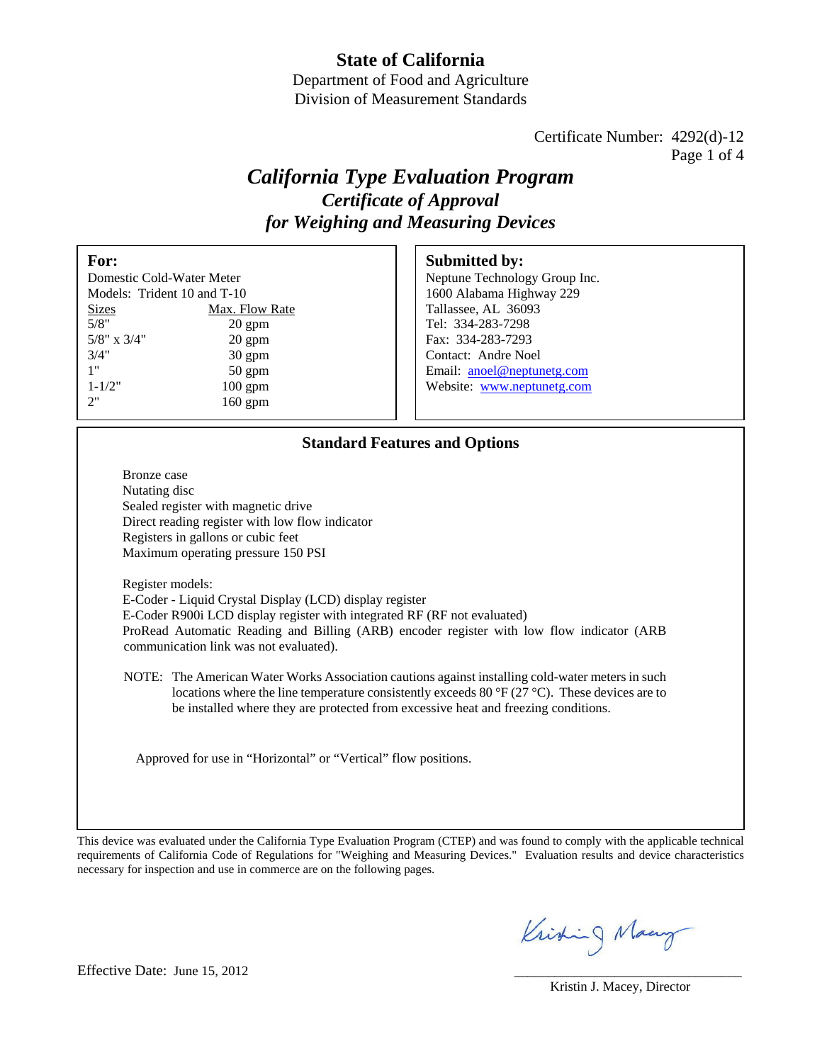# State of California

Department of Food and Agriculture
Division of Measurement Standards

Certificate Number: 4292(d)-12

## *California Type Evaluation Program*
### *Certificate of Approval for Weighing and Measuring Devices*

**For:**
Domestic Cold-Water Meter
Models: Trident 10 and T-10

| Sizes | Max. Flow Rate |
|---|---|
| 5/8" | 20 gpm |
| 5/8" x 3/4" | 20 gpm |
| 3/4" | 30 gpm |
| 1" | 50 gpm |
| 1-1/2" | 100 gpm |
| 2" | 160 gpm |

**Submitted by:**
Neptune Technology Group Inc.
1600 Alabama Highway 229
Tallassee, AL 36093
Tel: 334-283-7298
Fax: 334-283-7293
Contact: Andre Noel
Email: anoel@neptunetg.com
Website: www.neptunetg.com

### Standard Features and Options

Bronze case
Nutating disc
Sealed register with magnetic drive
Direct reading register with low flow indicator
Registers in gallons or cubic feet
Maximum operating pressure 150 PSI

Register models:
E-Coder - Liquid Crystal Display (LCD) display register
E-Coder R900i LCD display register with integrated RF (RF not evaluated)
ProRead Automatic Reading and Billing (ARB) encoder register with low flow indicator (ARB communication link was not evaluated).

NOTE: The American Water Works Association cautions against installing cold-water meters in such locations where the line temperature consistently exceeds 80 °F (27 °C). These devices are to be installed where they are protected from excessive heat and freezing conditions.

Approved for use in "Horizontal" or "Vertical" flow positions.

This device was evaluated under the California Type Evaluation Program (CTEP) and was found to comply with the applicable technical requirements of California Code of Regulations for "Weighing and Measuring Devices." Evaluation results and device characteristics necessary for inspection and use in commerce are on the following pages.

Effective Date: June 15, 2012

Kristin J. Macey, Director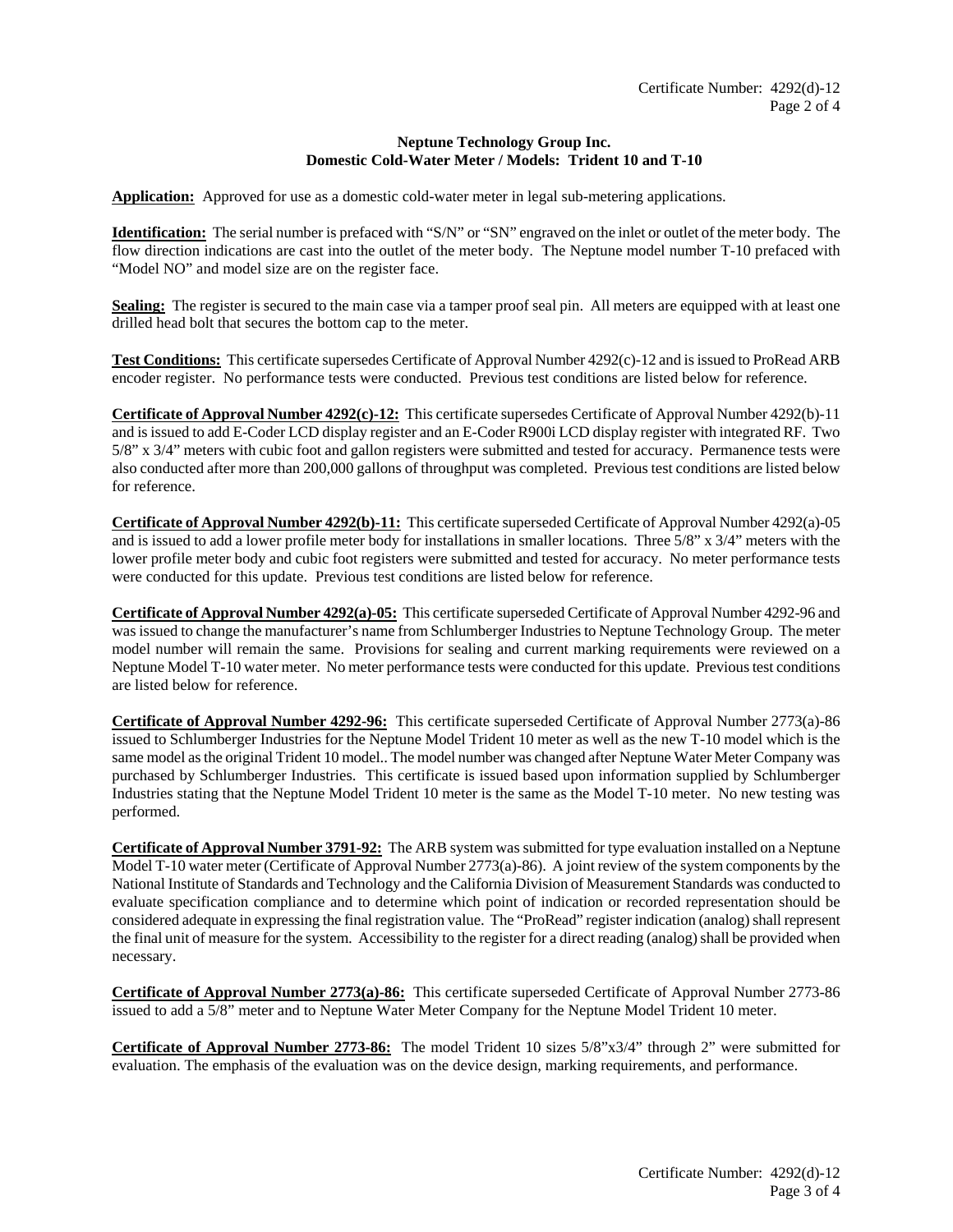**Neptune Technology Group Inc.**
**Domestic Cold-Water Meter / Models: Trident 10 and T-10**

**Application:** Approved for use as a domestic cold-water meter in legal sub-metering applications.

**Identification:** The serial number is prefaced with "S/N" or "SN" engraved on the inlet or outlet of the meter body. The flow direction indications are cast into the outlet of the meter body. The Neptune model number T-10 prefaced with "Model NO" and model size are on the register face.

**Sealing:** The register is secured to the main case via a tamper proof seal pin. All meters are equipped with at least one drilled head bolt that secures the bottom cap to the meter.

**Test Conditions:** This certificate supersedes Certificate of Approval Number 4292(c)-12 and is issued to ProRead ARB encoder register. No performance tests were conducted. Previous test conditions are listed below for reference.

**Certificate of Approval Number 4292(c)-12:** This certificate supersedes Certificate of Approval Number 4292(b)-11 and is issued to add E-Coder LCD display register and an E-Coder R900i LCD display register with integrated RF. Two 5/8" x 3/4" meters with cubic foot and gallon registers were submitted and tested for accuracy. Permanence tests were also conducted after more than 200,000 gallons of throughput was completed. Previous test conditions are listed below for reference.

**Certificate of Approval Number 4292(b)-11:** This certificate superseded Certificate of Approval Number 4292(a)-05 and is issued to add a lower profile meter body for installations in smaller locations. Three 5/8" x 3/4" meters with the lower profile meter body and cubic foot registers were submitted and tested for accuracy. No meter performance tests were conducted for this update. Previous test conditions are listed below for reference.

**Certificate of Approval Number 4292(a)-05:** This certificate superseded Certificate of Approval Number 4292-96 and was issued to change the manufacturer's name from Schlumberger Industries to Neptune Technology Group. The meter model number will remain the same. Provisions for sealing and current marking requirements were reviewed on a Neptune Model T-10 water meter. No meter performance tests were conducted for this update. Previous test conditions are listed below for reference.

**Certificate of Approval Number 4292-96:** This certificate superseded Certificate of Approval Number 2773(a)-86 issued to Schlumberger Industries for the Neptune Model Trident 10 meter as well as the new T-10 model which is the same model as the original Trident 10 model.. The model number was changed after Neptune Water Meter Company was purchased by Schlumberger Industries. This certificate is issued based upon information supplied by Schlumberger Industries stating that the Neptune Model Trident 10 meter is the same as the Model T-10 meter. No new testing was performed.

**Certificate of Approval Number 3791-92:** The ARB system was submitted for type evaluation installed on a Neptune Model T-10 water meter (Certificate of Approval Number 2773(a)-86). A joint review of the system components by the National Institute of Standards and Technology and the California Division of Measurement Standards was conducted to evaluate specification compliance and to determine which point of indication or recorded representation should be considered adequate in expressing the final registration value. The "ProRead" register indication (analog) shall represent the final unit of measure for the system. Accessibility to the register for a direct reading (analog) shall be provided when necessary.

**Certificate of Approval Number 2773(a)-86:** This certificate superseded Certificate of Approval Number 2773-86 issued to add a 5/8" meter and to Neptune Water Meter Company for the Neptune Model Trident 10 meter.

**Certificate of Approval Number 2773-86:** The model Trident 10 sizes 5/8"x3/4" through 2" were submitted for evaluation. The emphasis of the evaluation was on the device design, marking requirements, and performance.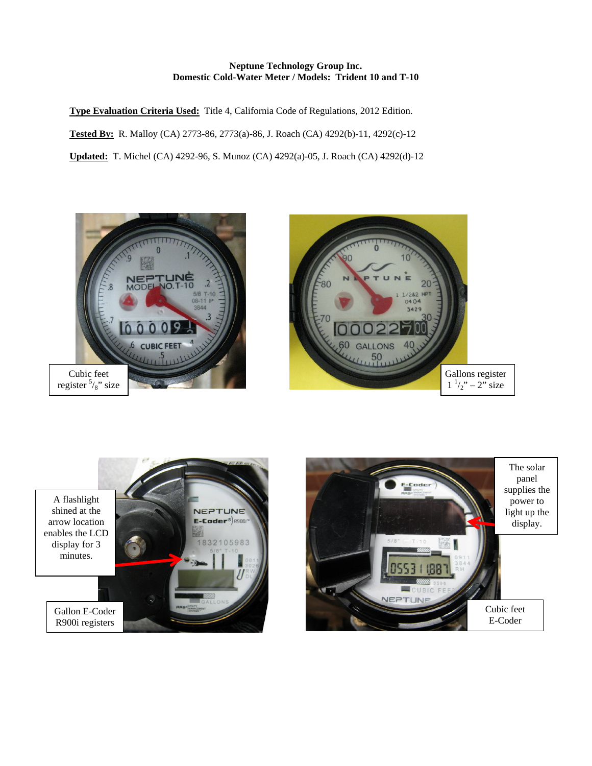**Neptune Technology Group Inc.**
**Domestic Cold-Water Meter / Models: Trident 10 and T-10**

**Type Evaluation Criteria Used:** Title 4, California Code of Regulations, 2012 Edition.

**Tested By:** R. Malloy (CA) 2773-86, 2773(a)-86, J. Roach (CA) 4292(b)-11, 4292(c)-12

**Updated:** T. Michel (CA) 4292-96, S. Munoz (CA) 4292(a)-05, J. Roach (CA) 4292(d)-12

Cubic feet register $^{5}/_{8}$" size

Gallons register $1\ ^{1}/_{2}$" – 2" size

A flashlight shined at the arrow location enables the LCD display for 3 minutes.

Gallon E-Coder R900i registers

The solar panel supplies the power to light up the display.

Cubic feet E-Coder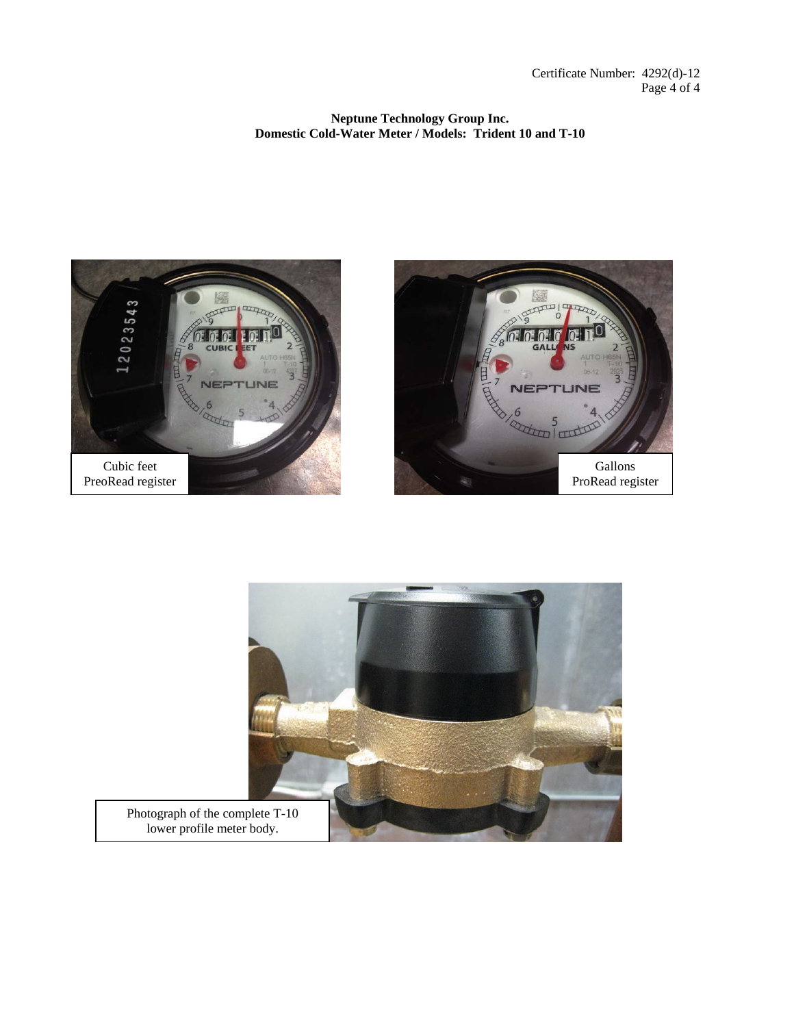**Neptune Technology Group Inc.**
**Domestic Cold-Water Meter / Models: Trident 10 and T-10**

Cubic feet PreoRead register

Gallons ProRead register

Photograph of the complete T-10 lower profile meter body.